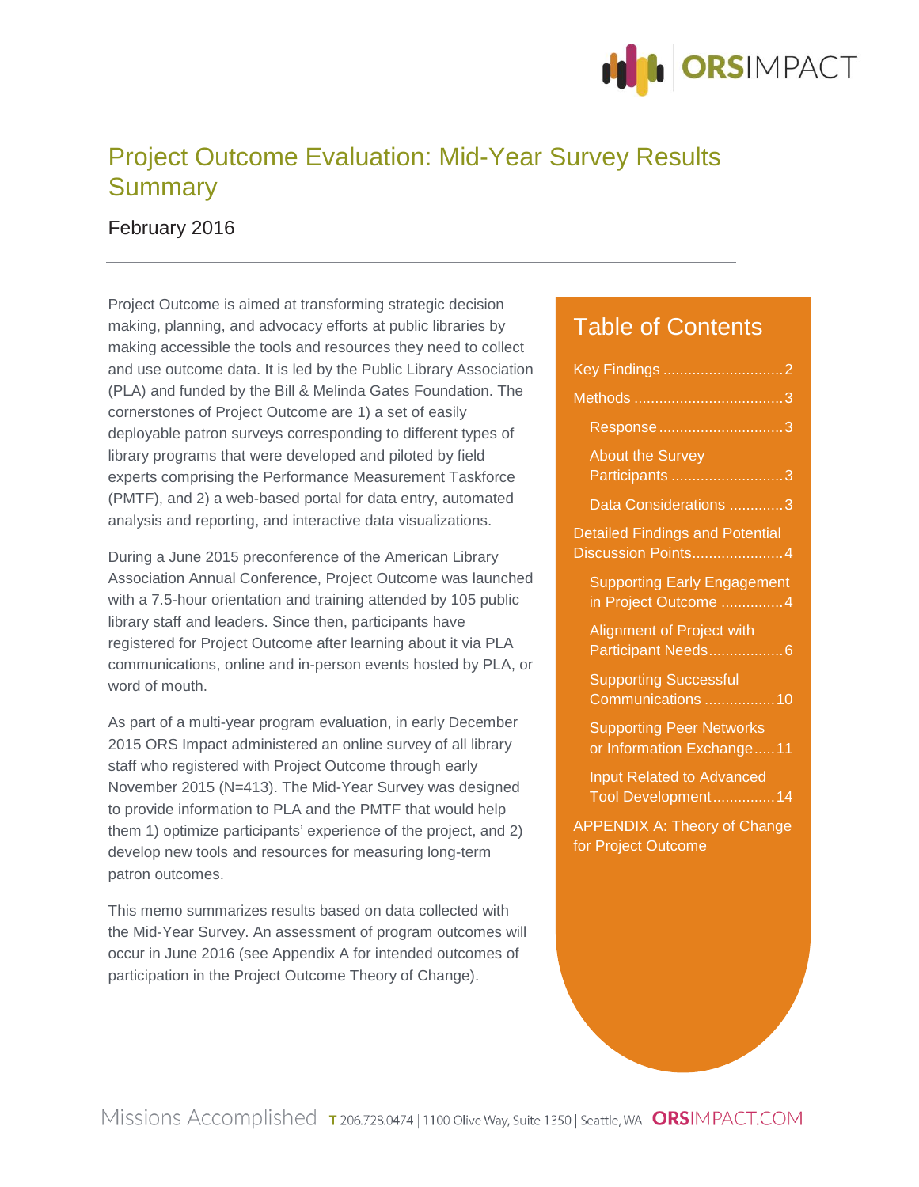# Project Outcome Evaluation: Mid-Year Survey Results Summary

February 2016

---

Project Outcome is aimed at transforming strategic decision making, planning, and advocacy efforts at public libraries by making accessible the tools and resources they need to collect and use outcome data. It is led by the Public Library Association (PLA) and funded by the Bill & Melinda Gates Foundation. The cornerstones of Project Outcome are 1) a set of easily deployable patron surveys corresponding to different types of library programs that were developed and piloted by field experts comprising the Performance Measurement Taskforce (PMTF), and 2) a web-based portal for data entry, automated analysis and reporting, and interactive data visualizations.

During a June 2015 preconference of the American Library Association Annual Conference, Project Outcome was launched with a 7.5-hour orientation and training attended by 105 public library staff and leaders. Since then, participants have registered for Project Outcome after learning about it via PLA communications, online and in-person events hosted by PLA, or word of mouth.

As part of a multi-year program evaluation, in early December 2015 ORS Impact administered an online survey of all library staff who registered with Project Outcome through early November 2015 (N=413). The Mid-Year Survey was designed to provide information to PLA and the PMTF that would help them 1) optimize participants' experience of the project, and 2) develop new tools and resources for measuring long-term patron outcomes.

This memo summarizes results based on data collected with the Mid-Year Survey. An assessment of program outcomes will occur in June 2016 (see Appendix A for intended outcomes of participation in the Project Outcome Theory of Change).

## Table of Contents

- Key Findings ............................. 2
- Methods ............................. 3
  - Response ............................. 3
  - About the Survey Participants ............................. 3
  - Data Considerations ............................. 3
- Detailed Findings and Potential Discussion Points ............................. 4
  - Supporting Early Engagement in Project Outcome ............................. 4
  - Alignment of Project with Participant Needs ............................. 6
  - Supporting Successful Communications ............................. 10
  - Supporting Peer Networks or Information Exchange ............................. 11
  - Input Related to Advanced Tool Development ............................. 14
- APPENDIX A: Theory of Change for Project Outcome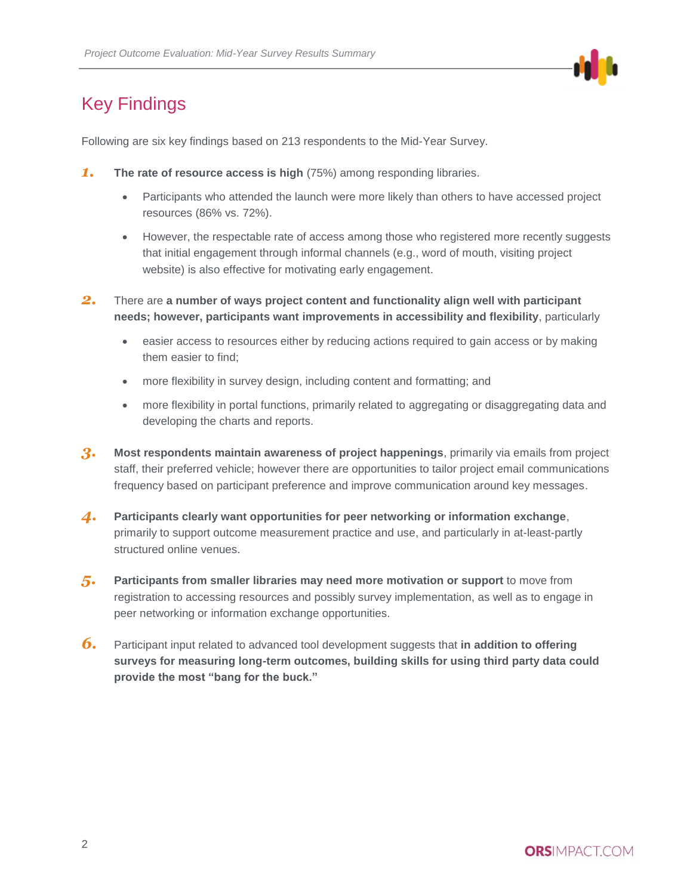## Key Findings

Following are six key findings based on 213 respondents to the Mid-Year Survey.

1. **The rate of resource access is high** (75%) among responding libraries.
   - Participants who attended the launch were more likely than others to have accessed project resources (86% vs. 72%).
   - However, the respectable rate of access among those who registered more recently suggests that initial engagement through informal channels (e.g., word of mouth, visiting project website) is also effective for motivating early engagement.

2. There are **a number of ways project content and functionality align well with participant needs; however, participants want improvements in accessibility and flexibility**, particularly
   - easier access to resources either by reducing actions required to gain access or by making them easier to find;
   - more flexibility in survey design, including content and formatting; and
   - more flexibility in portal functions, primarily related to aggregating or disaggregating data and developing the charts and reports.

3. **Most respondents maintain awareness of project happenings**, primarily via emails from project staff, their preferred vehicle; however there are opportunities to tailor project email communications frequency based on participant preference and improve communication around key messages.

4. **Participants clearly want opportunities for peer networking or information exchange**, primarily to support outcome measurement practice and use, and particularly in at-least-partly structured online venues.

5. **Participants from smaller libraries may need more motivation or support** to move from registration to accessing resources and possibly survey implementation, as well as to engage in peer networking or information exchange opportunities.

6. Participant input related to advanced tool development suggests that **in addition to offering surveys for measuring long-term outcomes, building skills for using third party data could provide the most "bang for the buck."**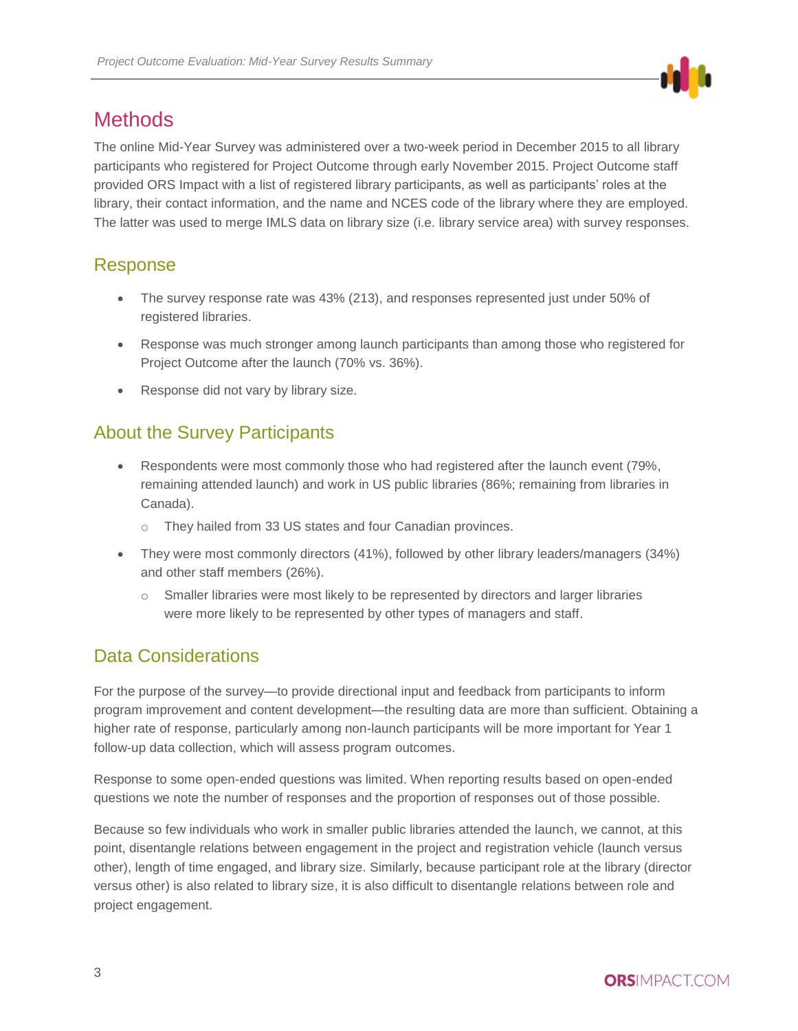# Methods

The online Mid-Year Survey was administered over a two-week period in December 2015 to all library participants who registered for Project Outcome through early November 2015. Project Outcome staff provided ORS Impact with a list of registered library participants, as well as participants' roles at the library, their contact information, and the name and NCES code of the library where they are employed. The latter was used to merge IMLS data on library size (i.e. library service area) with survey responses.

## Response

- The survey response rate was 43% (213), and responses represented just under 50% of registered libraries.
- Response was much stronger among launch participants than among those who registered for Project Outcome after the launch (70% vs. 36%).
- Response did not vary by library size.

## About the Survey Participants

- Respondents were most commonly those who had registered after the launch event (79%, remaining attended launch) and work in US public libraries (86%; remaining from libraries in Canada).
  - They hailed from 33 US states and four Canadian provinces.
- They were most commonly directors (41%), followed by other library leaders/managers (34%) and other staff members (26%).
  - Smaller libraries were most likely to be represented by directors and larger libraries were more likely to be represented by other types of managers and staff.

## Data Considerations

For the purpose of the survey—to provide directional input and feedback from participants to inform program improvement and content development—the resulting data are more than sufficient. Obtaining a higher rate of response, particularly among non-launch participants will be more important for Year 1 follow-up data collection, which will assess program outcomes.

Response to some open-ended questions was limited. When reporting results based on open-ended questions we note the number of responses and the proportion of responses out of those possible.

Because so few individuals who work in smaller public libraries attended the launch, we cannot, at this point, disentangle relations between engagement in the project and registration vehicle (launch versus other), length of time engaged, and library size. Similarly, because participant role at the library (director versus other) is also related to library size, it is also difficult to disentangle relations between role and project engagement.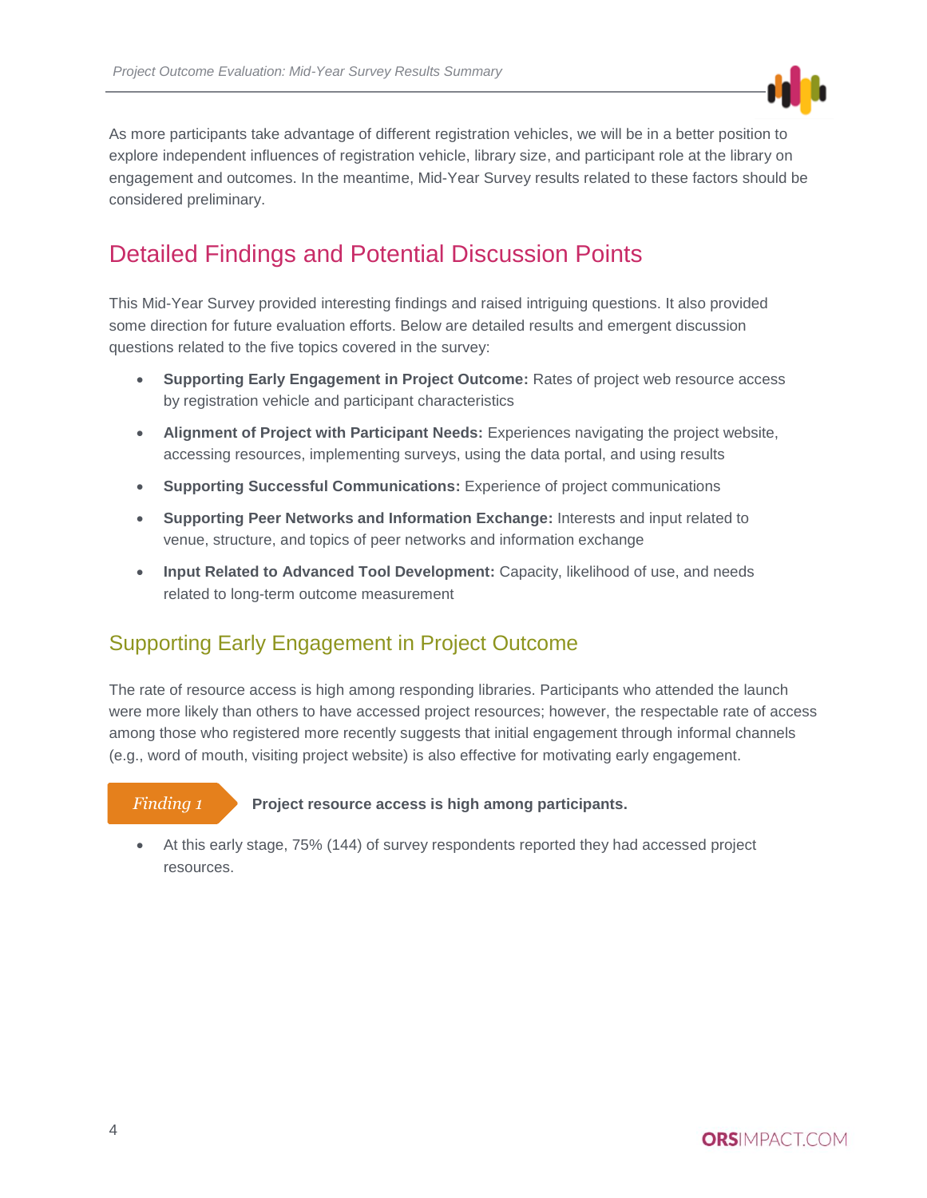As more participants take advantage of different registration vehicles, we will be in a better position to explore independent influences of registration vehicle, library size, and participant role at the library on engagement and outcomes. In the meantime, Mid-Year Survey results related to these factors should be considered preliminary.

## Detailed Findings and Potential Discussion Points

This Mid-Year Survey provided interesting findings and raised intriguing questions. It also provided some direction for future evaluation efforts. Below are detailed results and emergent discussion questions related to the five topics covered in the survey:

- **Supporting Early Engagement in Project Outcome:** Rates of project web resource access by registration vehicle and participant characteristics
- **Alignment of Project with Participant Needs:** Experiences navigating the project website, accessing resources, implementing surveys, using the data portal, and using results
- **Supporting Successful Communications:** Experience of project communications
- **Supporting Peer Networks and Information Exchange:** Interests and input related to venue, structure, and topics of peer networks and information exchange
- **Input Related to Advanced Tool Development:** Capacity, likelihood of use, and needs related to long-term outcome measurement

### Supporting Early Engagement in Project Outcome

The rate of resource access is high among responding libraries. Participants who attended the launch were more likely than others to have accessed project resources; however, the respectable rate of access among those who registered more recently suggests that initial engagement through informal channels (e.g., word of mouth, visiting project website) is also effective for motivating early engagement.

*Finding 1* **Project resource access is high among participants.**

- At this early stage, 75% (144) of survey respondents reported they had accessed project resources.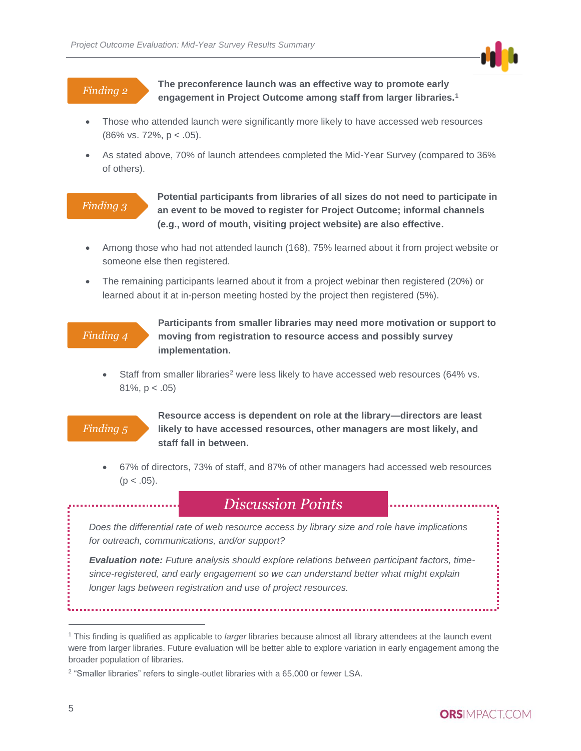**Finding 2** — **The preconference launch was an effective way to promote early engagement in Project Outcome among staff from larger libraries.**[1]

- Those who attended launch were significantly more likely to have accessed web resources (86% vs. 72%, $p < .05$).
- As stated above, 70% of launch attendees completed the Mid-Year Survey (compared to 36% of others).

**Finding 3** — **Potential participants from libraries of all sizes do not need to participate in an event to be moved to register for Project Outcome; informal channels (e.g., word of mouth, visiting project website) are also effective.**

- Among those who had not attended launch (168), 75% learned about it from project website or someone else then registered.
- The remaining participants learned about it from a project webinar then registered (20%) or learned about it at in-person meeting hosted by the project then registered (5%).

**Finding 4** — **Participants from smaller libraries may need more motivation or support to moving from registration to resource access and possibly survey implementation.**

- Staff from smaller libraries[2] were less likely to have accessed web resources (64% vs. 81%, $p < .05$)

**Finding 5** — **Resource access is dependent on role at the library—directors are least likely to have accessed resources, other managers are most likely, and staff fall in between.**

- 67% of directors, 73% of staff, and 87% of other managers had accessed web resources ($p < .05$).

## *Discussion Points*

*Does the differential rate of web resource access by library size and role have implications for outreach, communications, and/or support?*

***Evaluation note:*** *Future analysis should explore relations between participant factors, time-since-registered, and early engagement so we can understand better what might explain longer lags between registration and use of project resources.*

---

[1] This finding is qualified as applicable to *larger* libraries because almost all library attendees at the launch event were from larger libraries. Future evaluation will be better able to explore variation in early engagement among the broader population of libraries.

[2] "Smaller libraries" refers to single-outlet libraries with a 65,000 or fewer LSA.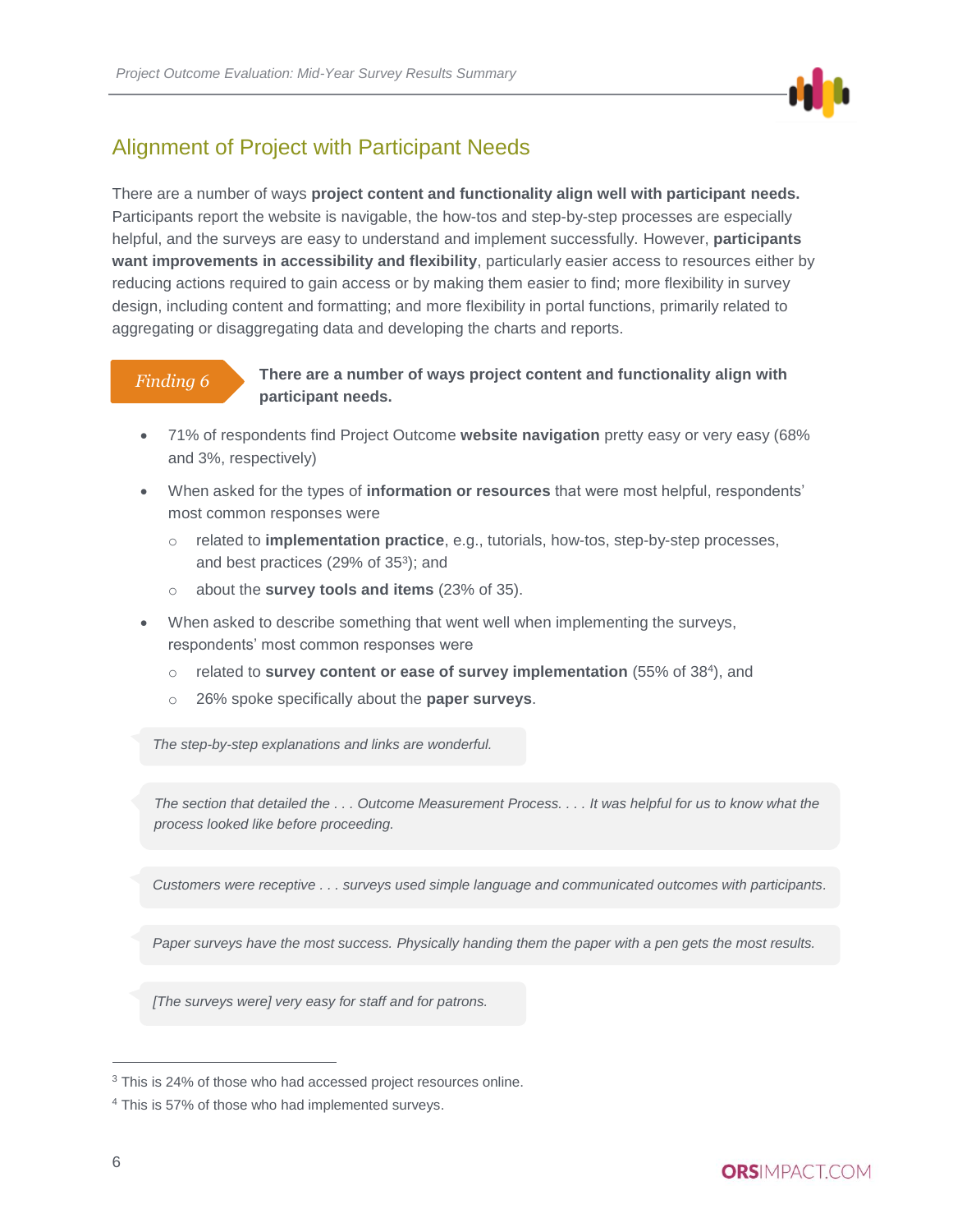## Alignment of Project with Participant Needs

There are a number of ways **project content and functionality align well with participant needs.** Participants report the website is navigable, the how-tos and step-by-step processes are especially helpful, and the surveys are easy to understand and implement successfully. However, **participants want improvements in accessibility and flexibility**, particularly easier access to resources either by reducing actions required to gain access or by making them easier to find; more flexibility in survey design, including content and formatting; and more flexibility in portal functions, primarily related to aggregating or disaggregating data and developing the charts and reports.

*Finding 6* **There are a number of ways project content and functionality align with participant needs.**

- 71% of respondents find Project Outcome **website navigation** pretty easy or very easy (68% and 3%, respectively)
- When asked for the types of **information or resources** that were most helpful, respondents' most common responses were
  - related to **implementation practice**, e.g., tutorials, how-tos, step-by-step processes, and best practices (29% of 35[3]); and
  - about the **survey tools and items** (23% of 35).
- When asked to describe something that went well when implementing the surveys, respondents' most common responses were
  - related to **survey content or ease of survey implementation** (55% of 38[4]), and
  - 26% spoke specifically about the **paper surveys**.

> *The step-by-step explanations and links are wonderful.*

> *The section that detailed the . . . Outcome Measurement Process. . . . It was helpful for us to know what the process looked like before proceeding.*

> *Customers were receptive . . . surveys used simple language and communicated outcomes with participants.*

> *Paper surveys have the most success. Physically handing them the paper with a pen gets the most results.*

> *[The surveys were] very easy for staff and for patrons.*

---

[3] This is 24% of those who had accessed project resources online.

[4] This is 57% of those who had implemented surveys.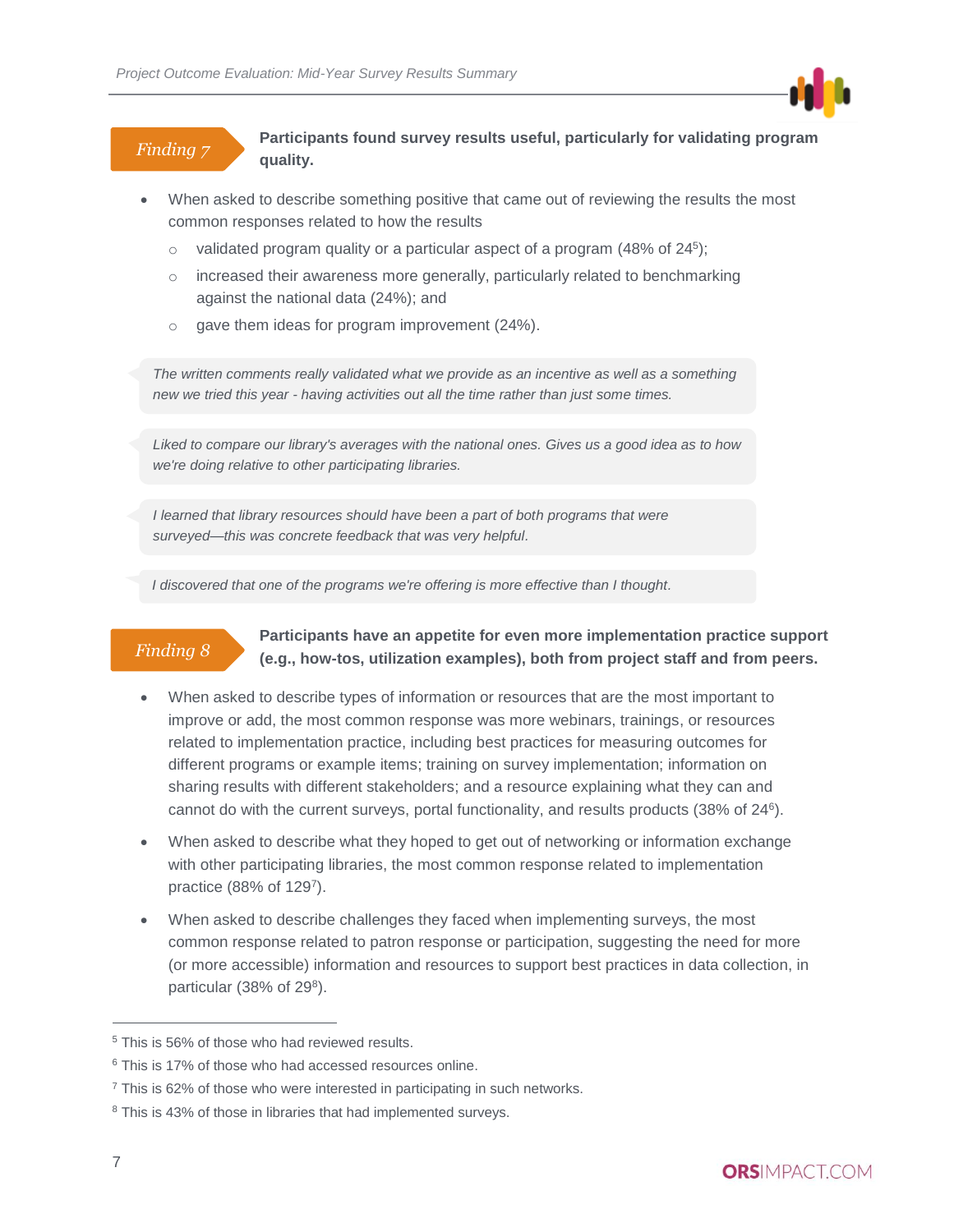## *Finding 7* — Participants found survey results useful, particularly for validating program quality.

- When asked to describe something positive that came out of reviewing the results the most common responses related to how the results
  - validated program quality or a particular aspect of a program (48% of 24[5]);
  - increased their awareness more generally, particularly related to benchmarking against the national data (24%); and
  - gave them ideas for program improvement (24%).

> *The written comments really validated what we provide as an incentive as well as a something new we tried this year - having activities out all the time rather than just some times.*

> *Liked to compare our library's averages with the national ones. Gives us a good idea as to how we're doing relative to other participating libraries.*

> *I learned that library resources should have been a part of both programs that were surveyed—this was concrete feedback that was very helpful.*

> *I discovered that one of the programs we're offering is more effective than I thought.*

## *Finding 8* — Participants have an appetite for even more implementation practice support (e.g., how-tos, utilization examples), both from project staff and from peers.

- When asked to describe types of information or resources that are the most important to improve or add, the most common response was more webinars, trainings, or resources related to implementation practice, including best practices for measuring outcomes for different programs or example items; training on survey implementation; information on sharing results with different stakeholders; and a resource explaining what they can and cannot do with the current surveys, portal functionality, and results products (38% of 24[6]).
- When asked to describe what they hoped to get out of networking or information exchange with other participating libraries, the most common response related to implementation practice (88% of 129[7]).
- When asked to describe challenges they faced when implementing surveys, the most common response related to patron response or participation, suggesting the need for more (or more accessible) information and resources to support best practices in data collection, in particular (38% of 29[8]).

---

[5] This is 56% of those who had reviewed results.

[6] This is 17% of those who had accessed resources online.

[7] This is 62% of those who were interested in participating in such networks.

[8] This is 43% of those in libraries that had implemented surveys.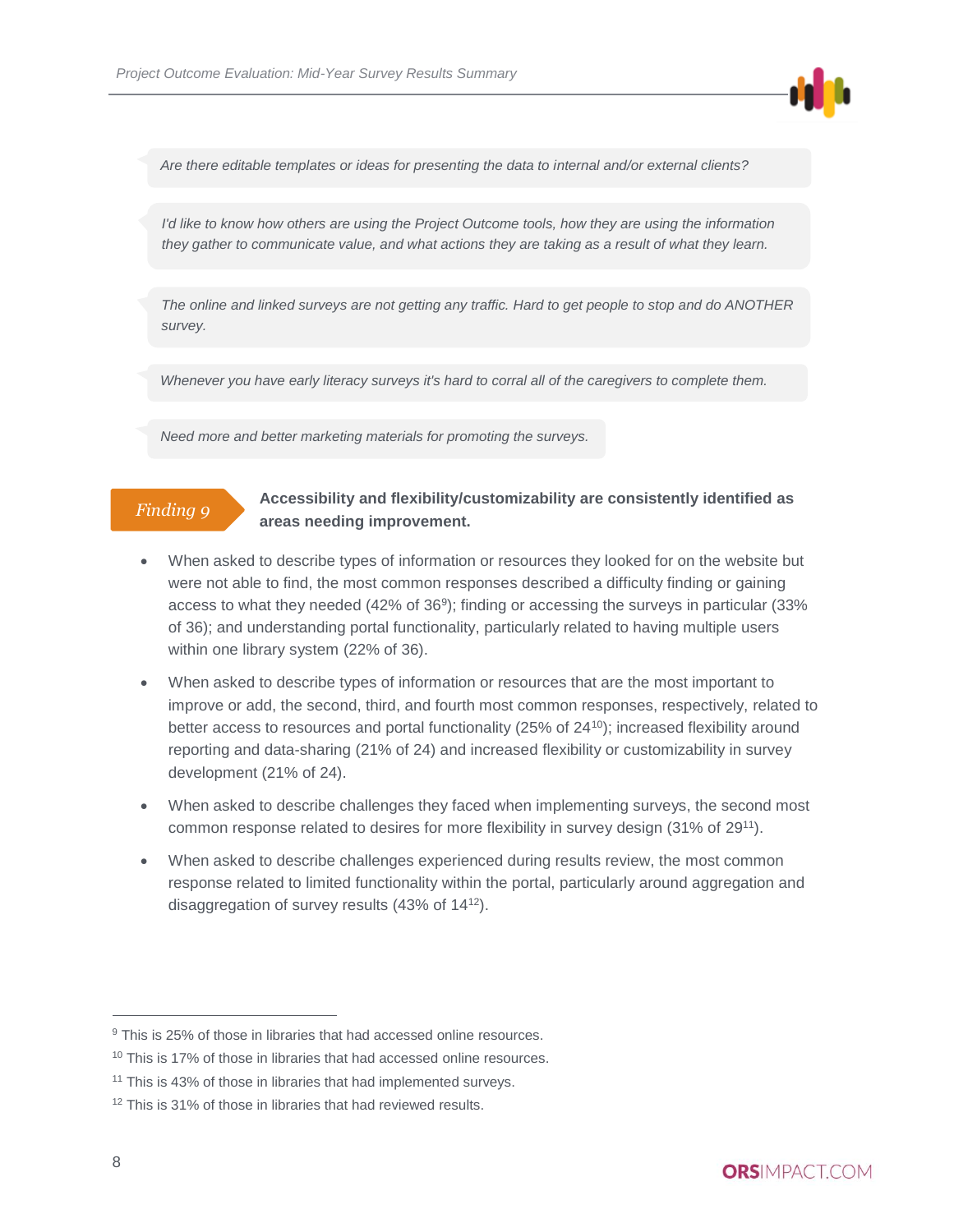> *Are there editable templates or ideas for presenting the data to internal and/or external clients?*

> *I'd like to know how others are using the Project Outcome tools, how they are using the information they gather to communicate value, and what actions they are taking as a result of what they learn.*

> *The online and linked surveys are not getting any traffic. Hard to get people to stop and do ANOTHER survey.*

> *Whenever you have early literacy surveys it's hard to corral all of the caregivers to complete them.*

> *Need more and better marketing materials for promoting the surveys.*

### *Finding 9* — Accessibility and flexibility/customizability are consistently identified as areas needing improvement.

- When asked to describe types of information or resources they looked for on the website but were not able to find, the most common responses described a difficulty finding or gaining access to what they needed (42% of 36[9]); finding or accessing the surveys in particular (33% of 36); and understanding portal functionality, particularly related to having multiple users within one library system (22% of 36).
- When asked to describe types of information or resources that are the most important to improve or add, the second, third, and fourth most common responses, respectively, related to better access to resources and portal functionality (25% of 24[10]); increased flexibility around reporting and data-sharing (21% of 24) and increased flexibility or customizability in survey development (21% of 24).
- When asked to describe challenges they faced when implementing surveys, the second most common response related to desires for more flexibility in survey design (31% of 29[11]).
- When asked to describe challenges experienced during results review, the most common response related to limited functionality within the portal, particularly around aggregation and disaggregation of survey results (43% of 14[12]).

---

[9] This is 25% of those in libraries that had accessed online resources.

[10] This is 17% of those in libraries that had accessed online resources.

[11] This is 43% of those in libraries that had implemented surveys.

[12] This is 31% of those in libraries that had reviewed results.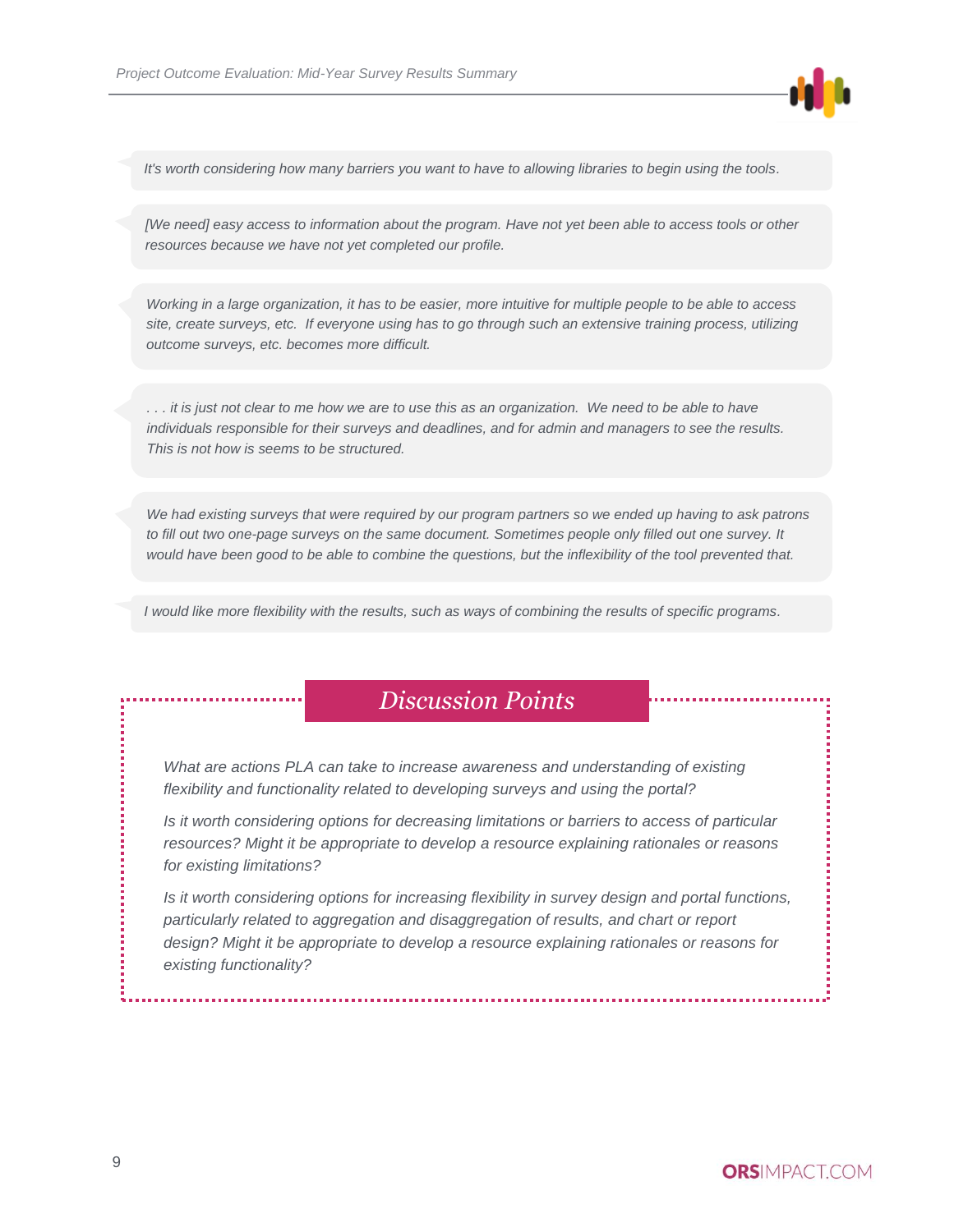*It's worth considering how many barriers you want to have to allowing libraries to begin using the tools.*

*[We need] easy access to information about the program. Have not yet been able to access tools or other resources because we have not yet completed our profile.*

*Working in a large organization, it has to be easier, more intuitive for multiple people to be able to access site, create surveys, etc. If everyone using has to go through such an extensive training process, utilizing outcome surveys, etc. becomes more difficult.*

*. . . it is just not clear to me how we are to use this as an organization. We need to be able to have individuals responsible for their surveys and deadlines, and for admin and managers to see the results. This is not how is seems to be structured.*

*We had existing surveys that were required by our program partners so we ended up having to ask patrons to fill out two one-page surveys on the same document. Sometimes people only filled out one survey. It would have been good to be able to combine the questions, but the inflexibility of the tool prevented that.*

*I would like more flexibility with the results, such as ways of combining the results of specific programs.*

## *Discussion Points*

*What are actions PLA can take to increase awareness and understanding of existing flexibility and functionality related to developing surveys and using the portal?*

*Is it worth considering options for decreasing limitations or barriers to access of particular resources? Might it be appropriate to develop a resource explaining rationales or reasons for existing limitations?*

*Is it worth considering options for increasing flexibility in survey design and portal functions, particularly related to aggregation and disaggregation of results, and chart or report design? Might it be appropriate to develop a resource explaining rationales or reasons for existing functionality?*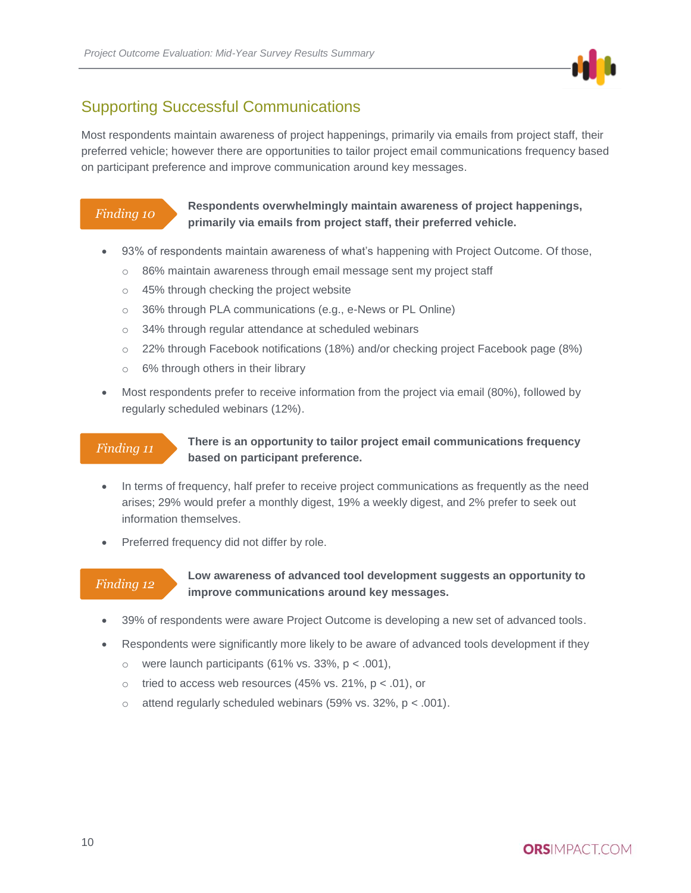## Supporting Successful Communications

Most respondents maintain awareness of project happenings, primarily via emails from project staff, their preferred vehicle; however there are opportunities to tailor project email communications frequency based on participant preference and improve communication around key messages.

*Finding 10* **Respondents overwhelmingly maintain awareness of project happenings, primarily via emails from project staff, their preferred vehicle.**

- 93% of respondents maintain awareness of what's happening with Project Outcome. Of those,
  - 86% maintain awareness through email message sent my project staff
  - 45% through checking the project website
  - 36% through PLA communications (e.g., e-News or PL Online)
  - 34% through regular attendance at scheduled webinars
  - 22% through Facebook notifications (18%) and/or checking project Facebook page (8%)
  - 6% through others in their library
- Most respondents prefer to receive information from the project via email (80%), followed by regularly scheduled webinars (12%).

*Finding 11* **There is an opportunity to tailor project email communications frequency based on participant preference.**

- In terms of frequency, half prefer to receive project communications as frequently as the need arises; 29% would prefer a monthly digest, 19% a weekly digest, and 2% prefer to seek out information themselves.
- Preferred frequency did not differ by role.

*Finding 12* **Low awareness of advanced tool development suggests an opportunity to improve communications around key messages.**

- 39% of respondents were aware Project Outcome is developing a new set of advanced tools.
- Respondents were significantly more likely to be aware of advanced tools development if they
  - were launch participants (61% vs. 33%, $p < .001$),
  - tried to access web resources (45% vs. 21%, $p < .01$), or
  - attend regularly scheduled webinars (59% vs. 32%, $p < .001$).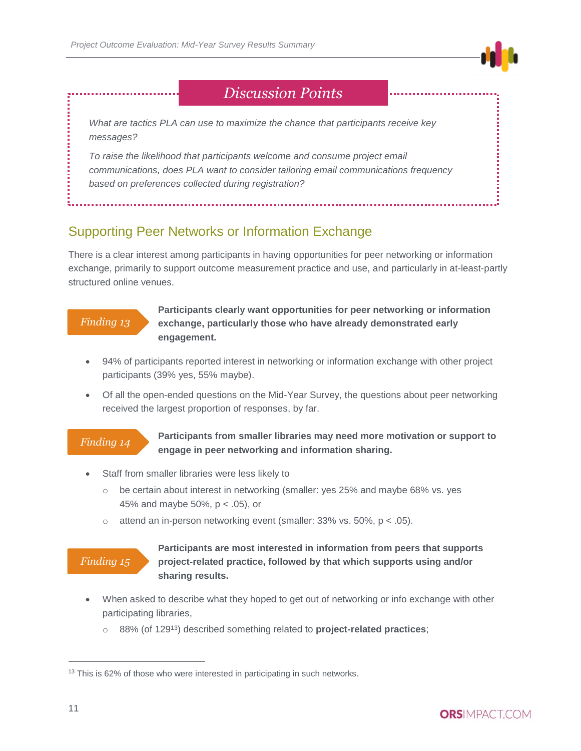## Discussion Points

*What are tactics PLA can use to maximize the chance that participants receive key messages?*

*To raise the likelihood that participants welcome and consume project email communications, does PLA want to consider tailoring email communications frequency based on preferences collected during registration?*

## Supporting Peer Networks or Information Exchange

There is a clear interest among participants in having opportunities for peer networking or information exchange, primarily to support outcome measurement practice and use, and particularly in at-least-partly structured online venues.

*Finding 13* **Participants clearly want opportunities for peer networking or information exchange, particularly those who have already demonstrated early engagement.**

- 94% of participants reported interest in networking or information exchange with other project participants (39% yes, 55% maybe).
- Of all the open-ended questions on the Mid-Year Survey, the questions about peer networking received the largest proportion of responses, by far.

*Finding 14* **Participants from smaller libraries may need more motivation or support to engage in peer networking and information sharing.**

- Staff from smaller libraries were less likely to
  - be certain about interest in networking (smaller: yes 25% and maybe 68% vs. yes 45% and maybe 50%, $p < .05$), or
  - attend an in-person networking event (smaller: 33% vs. 50%, $p < .05$).

*Finding 15* **Participants are most interested in information from peers that supports project-related practice, followed by that which supports using and/or sharing results.**

- When asked to describe what they hoped to get out of networking or info exchange with other participating libraries,
  - 88% (of 129[13]) described something related to **project-related practices**;

---

[13] This is 62% of those who were interested in participating in such networks.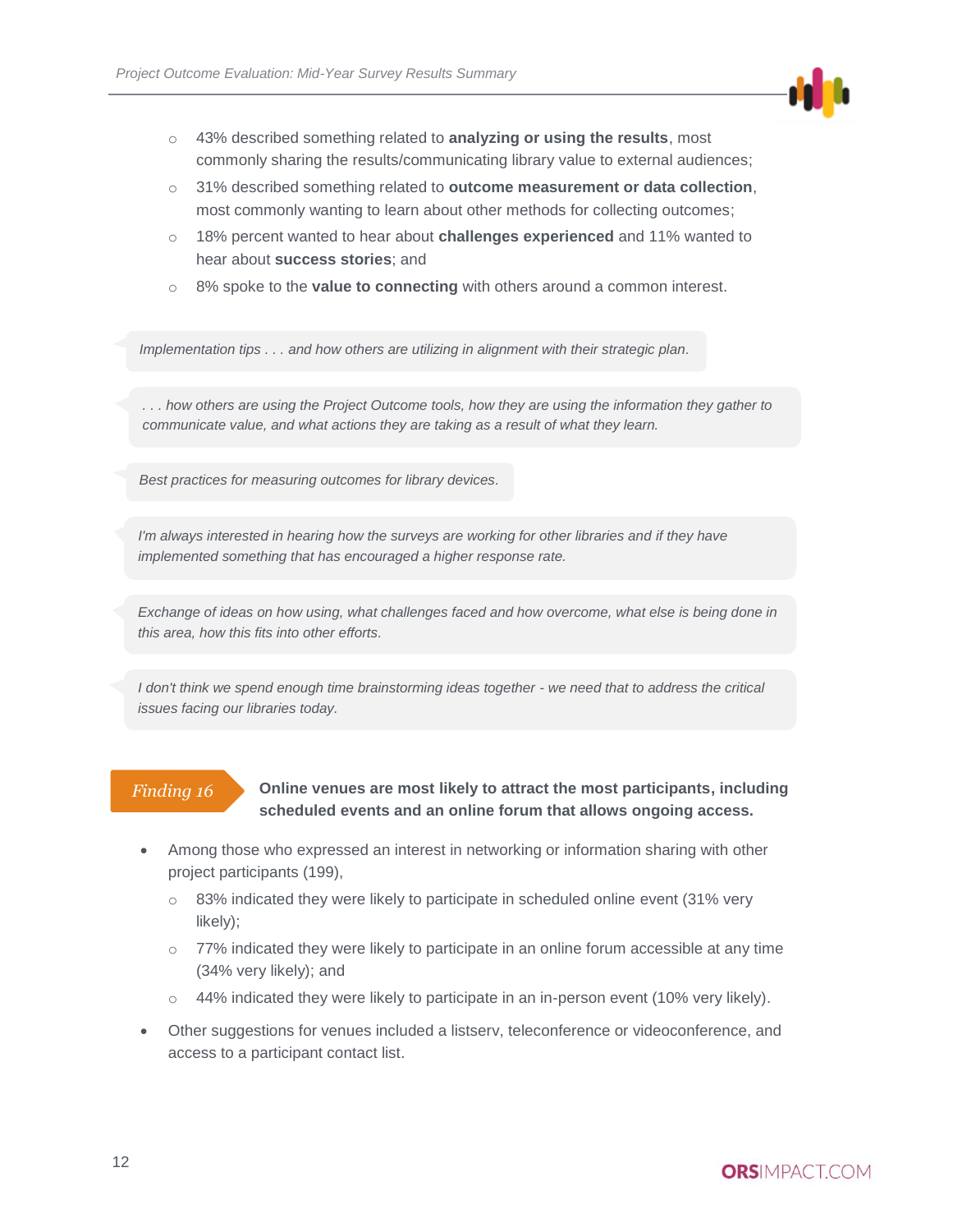- 43% described something related to **analyzing or using the results**, most commonly sharing the results/communicating library value to external audiences;
  - 31% described something related to **outcome measurement or data collection**, most commonly wanting to learn about other methods for collecting outcomes;
  - 18% percent wanted to hear about **challenges experienced** and 11% wanted to hear about **success stories**; and
  - 8% spoke to the **value to connecting** with others around a common interest.

> *Implementation tips . . . and how others are utilizing in alignment with their strategic plan.*

> *. . . how others are using the Project Outcome tools, how they are using the information they gather to communicate value, and what actions they are taking as a result of what they learn.*

> *Best practices for measuring outcomes for library devices.*

> *I'm always interested in hearing how the surveys are working for other libraries and if they have implemented something that has encouraged a higher response rate.*

> *Exchange of ideas on how using, what challenges faced and how overcome, what else is being done in this area, how this fits into other efforts.*

> *I don't think we spend enough time brainstorming ideas together - we need that to address the critical issues facing our libraries today.*

**Finding 16** — **Online venues are most likely to attract the most participants, including scheduled events and an online forum that allows ongoing access.**

- Among those who expressed an interest in networking or information sharing with other project participants (199),
  - 83% indicated they were likely to participate in scheduled online event (31% very likely);
  - 77% indicated they were likely to participate in an online forum accessible at any time (34% very likely); and
  - 44% indicated they were likely to participate in an in-person event (10% very likely).
- Other suggestions for venues included a listserv, teleconference or videoconference, and access to a participant contact list.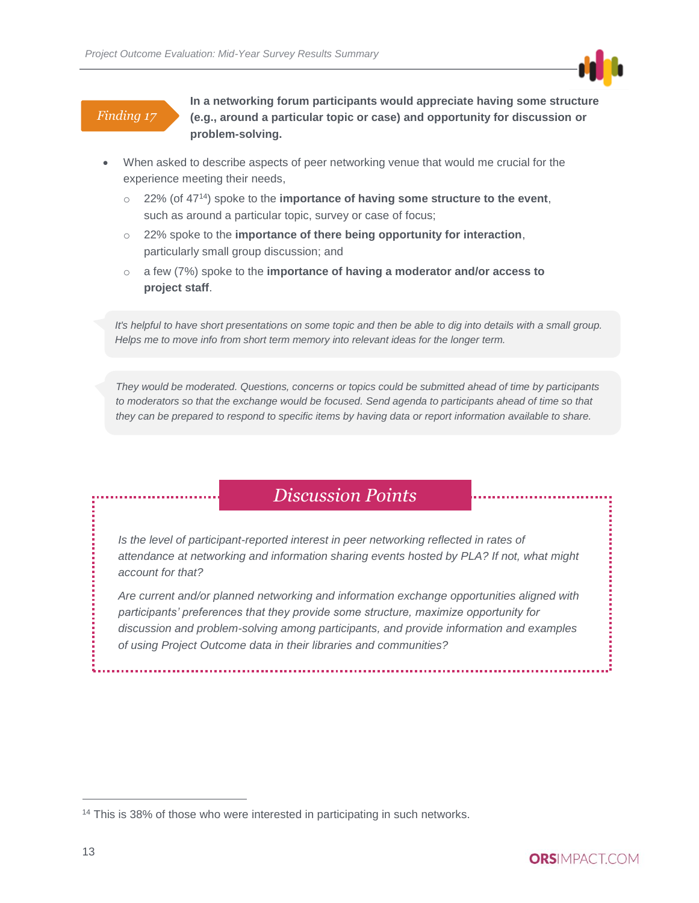**Finding 17**

**In a networking forum participants would appreciate having some structure (e.g., around a particular topic or case) and opportunity for discussion or problem-solving.**

- When asked to describe aspects of peer networking venue that would me crucial for the experience meeting their needs,
  - 22% (of 47[14]) spoke to the **importance of having some structure to the event**, such as around a particular topic, survey or case of focus;
  - 22% spoke to the **importance of there being opportunity for interaction**, particularly small group discussion; and
  - a few (7%) spoke to the **importance of having a moderator and/or access to project staff**.

> *It's helpful to have short presentations on some topic and then be able to dig into details with a small group. Helps me to move info from short term memory into relevant ideas for the longer term.*

> *They would be moderated. Questions, concerns or topics could be submitted ahead of time by participants to moderators so that the exchange would be focused. Send agenda to participants ahead of time so that they can be prepared to respond to specific items by having data or report information available to share.*

## *Discussion Points*

*Is the level of participant-reported interest in peer networking reflected in rates of attendance at networking and information sharing events hosted by PLA? If not, what might account for that?*

*Are current and/or planned networking and information exchange opportunities aligned with participants' preferences that they provide some structure, maximize opportunity for discussion and problem-solving among participants, and provide information and examples of using Project Outcome data in their libraries and communities?*

---

[14] This is 38% of those who were interested in participating in such networks.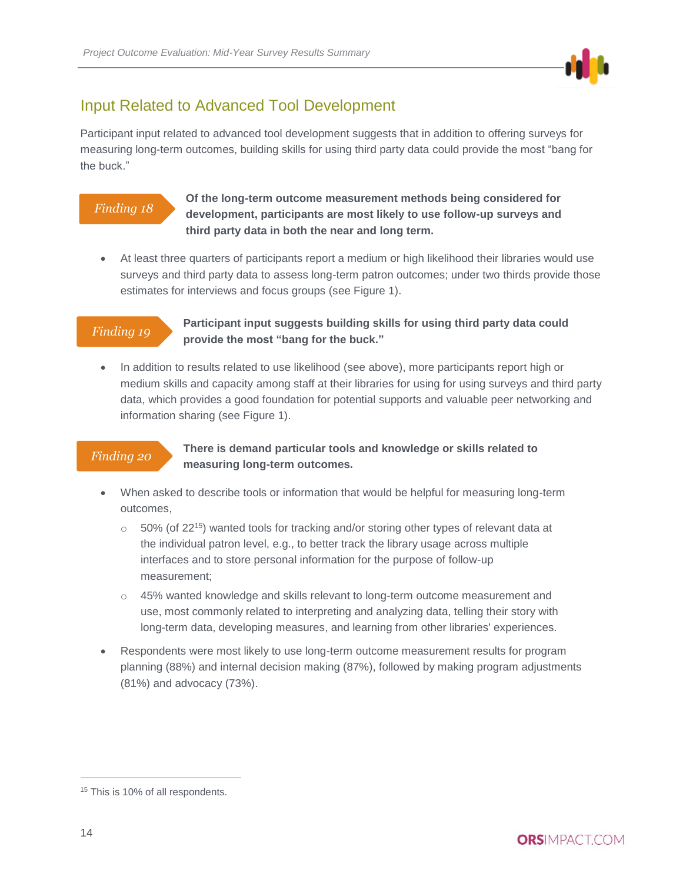## Input Related to Advanced Tool Development

Participant input related to advanced tool development suggests that in addition to offering surveys for measuring long-term outcomes, building skills for using third party data could provide the most "bang for the buck."

*Finding 18* **Of the long-term outcome measurement methods being considered for development, participants are most likely to use follow-up surveys and third party data in both the near and long term.**

- At least three quarters of participants report a medium or high likelihood their libraries would use surveys and third party data to assess long-term patron outcomes; under two thirds provide those estimates for interviews and focus groups (see Figure 1).

*Finding 19* **Participant input suggests building skills for using third party data could provide the most "bang for the buck."**

- In addition to results related to use likelihood (see above), more participants report high or medium skills and capacity among staff at their libraries for using for using surveys and third party data, which provides a good foundation for potential supports and valuable peer networking and information sharing (see Figure 1).

*Finding 20* **There is demand particular tools and knowledge or skills related to measuring long-term outcomes.**

- When asked to describe tools or information that would be helpful for measuring long-term outcomes,
  - 50% (of 22[15]) wanted tools for tracking and/or storing other types of relevant data at the individual patron level, e.g., to better track the library usage across multiple interfaces and to store personal information for the purpose of follow-up measurement;
  - 45% wanted knowledge and skills relevant to long-term outcome measurement and use, most commonly related to interpreting and analyzing data, telling their story with long-term data, developing measures, and learning from other libraries' experiences.
- Respondents were most likely to use long-term outcome measurement results for program planning (88%) and internal decision making (87%), followed by making program adjustments (81%) and advocacy (73%).

[15] This is 10% of all respondents.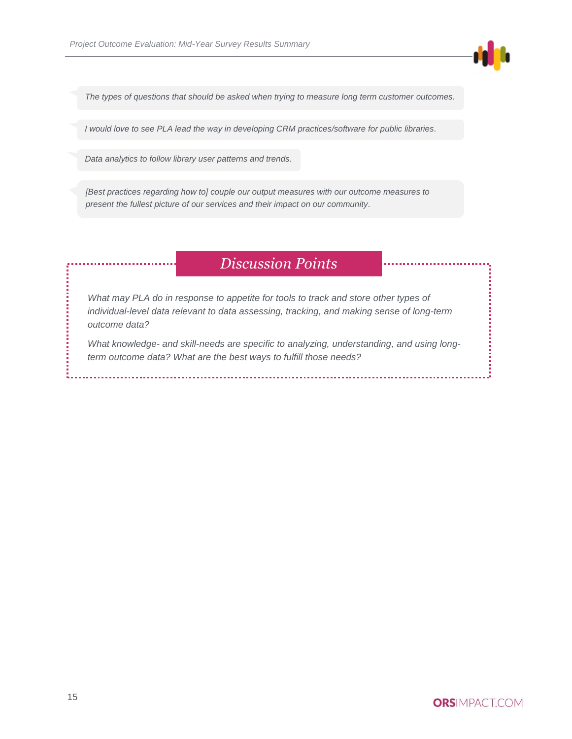*The types of questions that should be asked when trying to measure long term customer outcomes.*

*I would love to see PLA lead the way in developing CRM practices/software for public libraries.*

*Data analytics to follow library user patterns and trends.*

*[Best practices regarding how to] couple our output measures with our outcome measures to present the fullest picture of our services and their impact on our community.*

## *Discussion Points*

*What may PLA do in response to appetite for tools to track and store other types of individual-level data relevant to data assessing, tracking, and making sense of long-term outcome data?*

*What knowledge- and skill-needs are specific to analyzing, understanding, and using long-term outcome data? What are the best ways to fulfill those needs?*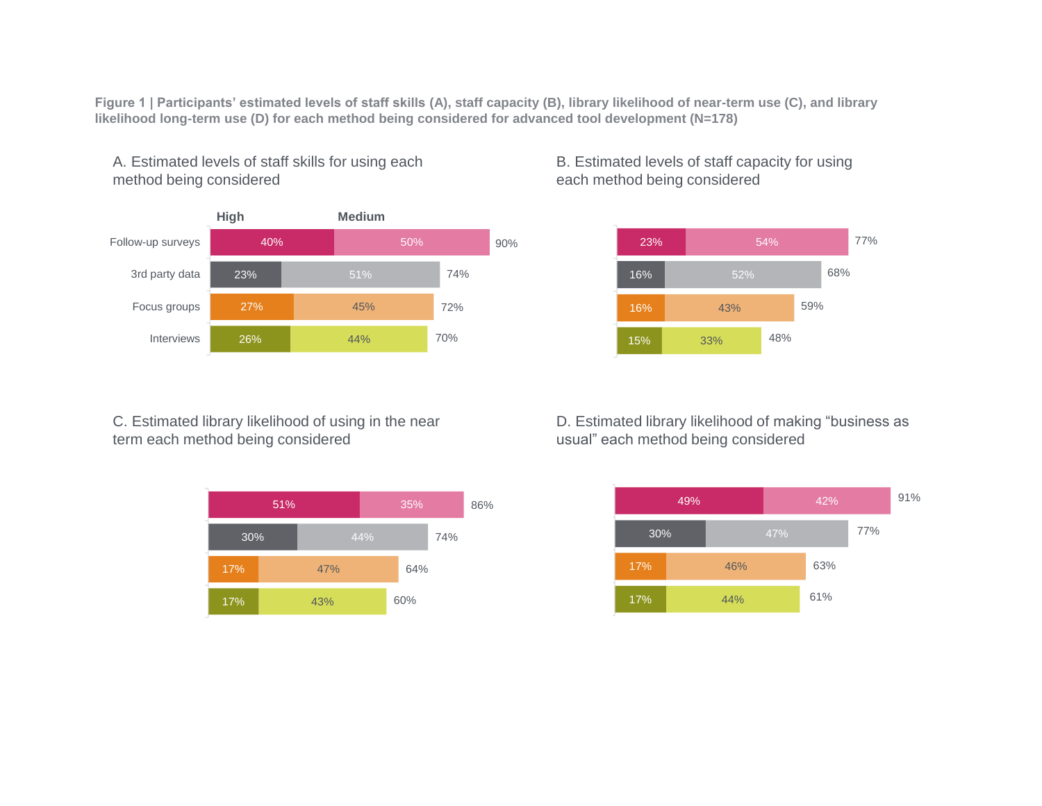**Figure 1 | Participants' estimated levels of staff skills (A), staff capacity (B), library likelihood of near-term use (C), and library likelihood long-term use (D) for each method being considered for advanced tool development (N=178)**

A. Estimated levels of staff skills for using each method being considered

| Method | High | Medium | Total |
|---|---|---|---|
| Follow-up surveys | 40% | 50% | 90% |
| 3rd party data | 23% | 51% | 74% |
| Focus groups | 27% | 45% | 72% |
| Interviews | 26% | 44% | 70% |

B. Estimated levels of staff capacity for using each method being considered

| Method | High | Medium | Total |
|---|---|---|---|
| Follow-up surveys | 23% | 54% | 77% |
| 3rd party data | 16% | 52% | 68% |
| Focus groups | 16% | 43% | 59% |
| Interviews | 15% | 33% | 48% |

C. Estimated library likelihood of using in the near term each method being considered

| Method | High | Medium | Total |
|---|---|---|---|
| Follow-up surveys | 51% | 35% | 86% |
| 3rd party data | 30% | 44% | 74% |
| Focus groups | 17% | 47% | 64% |
| Interviews | 17% | 43% | 60% |

D. Estimated library likelihood of making "business as usual" each method being considered

| Method | High | Medium | Total |
|---|---|---|---|
| Follow-up surveys | 49% | 42% | 91% |
| 3rd party data | 30% | 47% | 77% |
| Focus groups | 17% | 46% | 63% |
| Interviews | 17% | 44% | 61% |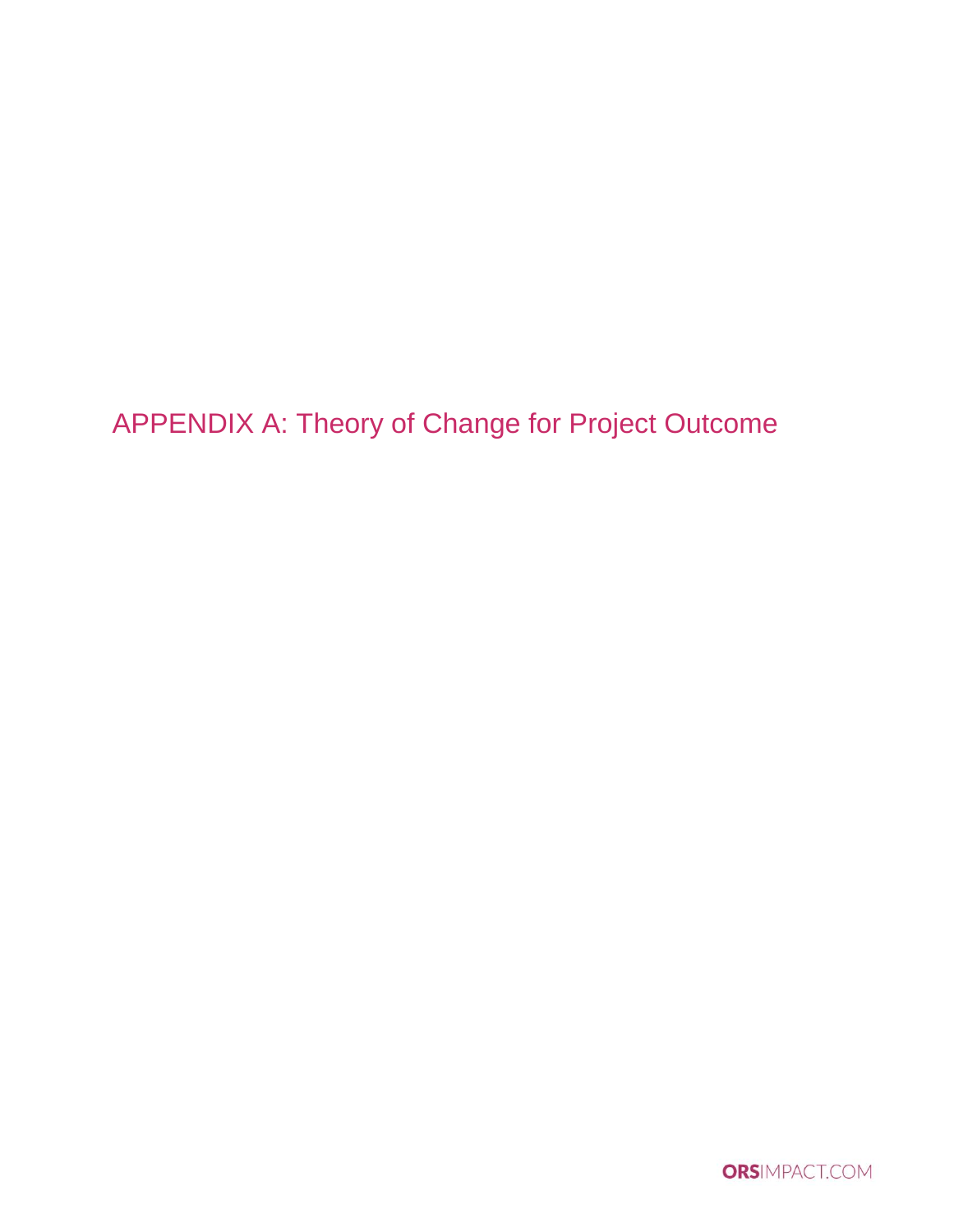# APPENDIX A: Theory of Change for Project Outcome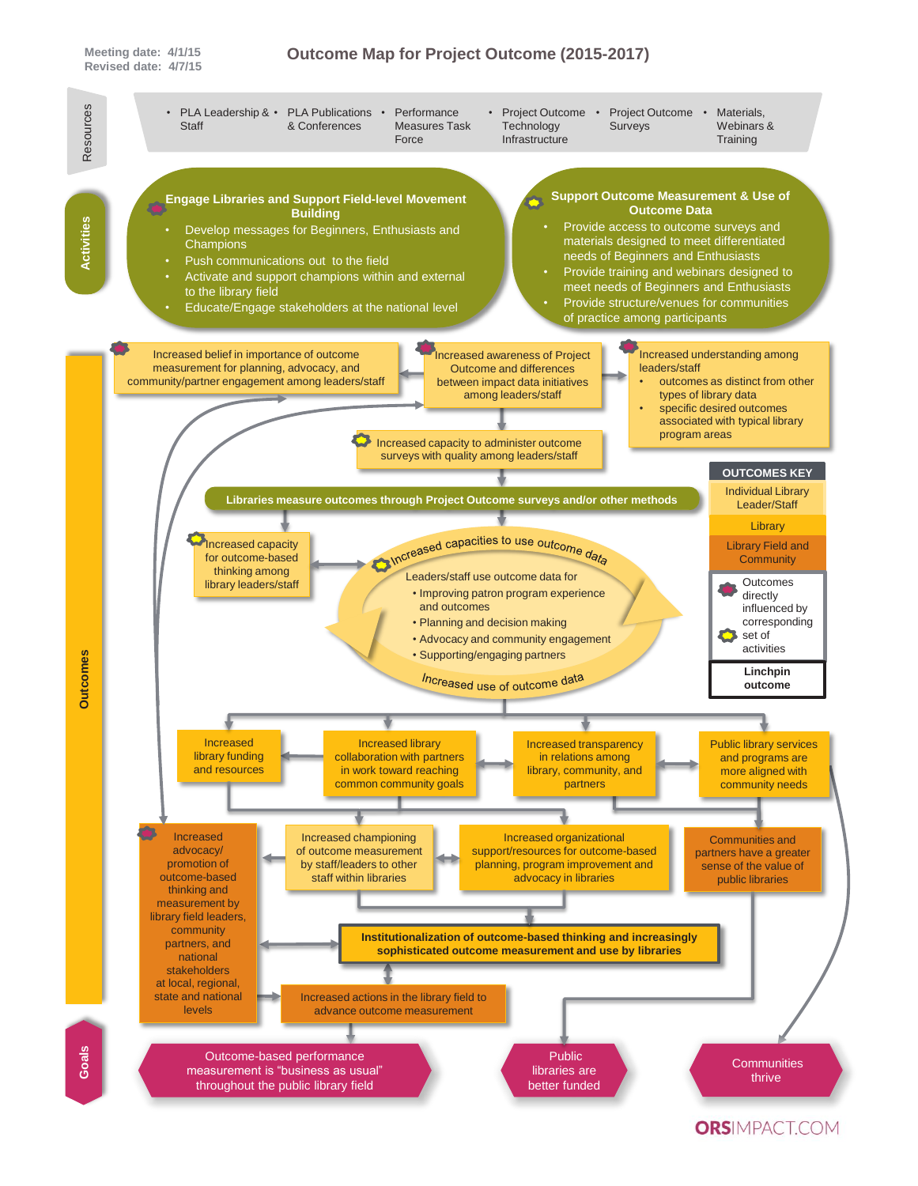Meeting date: 4/1/15
Revised date: 4/7/15

# Outcome Map for Project Outcome (2015-2017)

**Resources**

- PLA Leadership & Staff
- PLA Publications & Conferences
- Performance Measures Task Force
- Project Outcome Technology Infrastructure
- Project Outcome Surveys
- Materials, Webinars & Training

**Activities**

**Engage Libraries and Support Field-level Movement Building**

- Develop messages for Beginners, Enthusiasts and Champions
- Push communications out to the field
- Activate and support champions within and external to the library field
- Educate/Engage stakeholders at the national level

**Support Outcome Measurement & Use of Outcome Data**

- Provide access to outcome surveys and materials designed to meet differentiated needs of Beginners and Enthusiasts
- Provide training and webinars designed to meet needs of Beginners and Enthusiasts
- Provide structure/venues for communities of practice among participants

**Outcomes**

Increased belief in importance of outcome measurement for planning, advocacy, and community/partner engagement among leaders/staff

Increased awareness of Project Outcome and differences between impact data initiatives among leaders/staff

Increased understanding among leaders/staff

- outcomes as distinct from other types of library data
- specific desired outcomes associated with typical library program areas

Increased capacity to administer outcome surveys with quality among leaders/staff

**Libraries measure outcomes through Project Outcome surveys and/or other methods**

Increased capacity for outcome-based thinking among library leaders/staff

Increased capacities to use outcome data

Leaders/staff use outcome data for

- Improving patron program experience and outcomes
- Planning and decision making
- Advocacy and community engagement
- Supporting/engaging partners

Increased use of outcome data

Increased library funding and resources

Increased library collaboration with partners in work toward reaching common community goals

Increased transparency in relations among library, community, and partners

Public library services and programs are more aligned with community needs

Increased advocacy/ promotion of outcome-based thinking and measurement by library field leaders, community partners, and national stakeholders at local, regional, state and national levels

Increased championing of outcome measurement by staff/leaders to other staff within libraries

Increased organizational support/resources for outcome-based planning, program improvement and advocacy in libraries

Communities and partners have a greater sense of the value of public libraries

**Institutionalization of outcome-based thinking and increasingly sophisticated outcome measurement and use by libraries**

Increased actions in the library field to advance outcome measurement

**Goals**

Outcome-based performance measurement is "business as usual" throughout the public library field

Public libraries are better funded

Communities thrive

**OUTCOMES KEY**

- Individual Library Leader/Staff
- Library
- Library Field and Community
- Outcomes directly influenced by corresponding set of activities
- Linchpin outcome

ORSIMPACT.COM